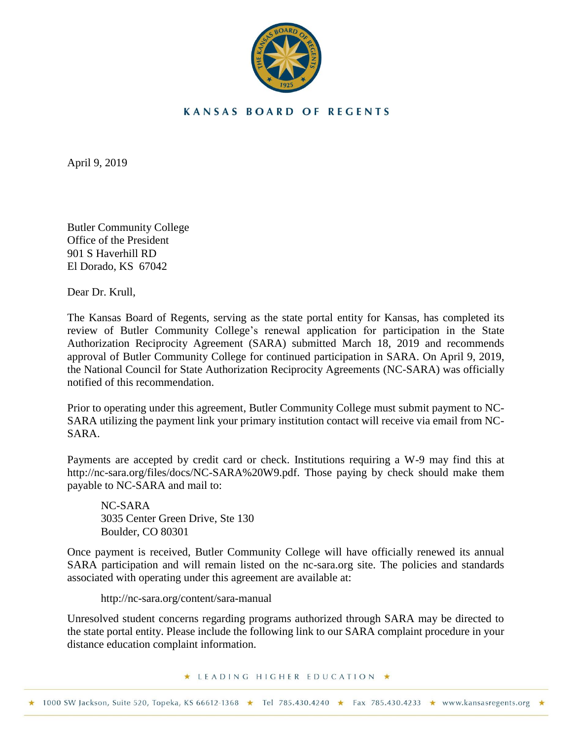KANSAS BOARD OF REGENTS

April 9, 2019

Butler Community College  
Office of the President  
901 S Haverhill RD  
El Dorado, KS 67042

Dear Dr. Krull,

The Kansas Board of Regents, serving as the state portal entity for Kansas, has completed its review of Butler Community College's renewal application for participation in the State Authorization Reciprocity Agreement (SARA) submitted March 18, 2019 and recommends approval of Butler Community College for continued participation in SARA. On April 9, 2019, the National Council for State Authorization Reciprocity Agreements (NC-SARA) was officially notified of this recommendation.

Prior to operating under this agreement, Butler Community College must submit payment to NC-SARA utilizing the payment link your primary institution contact will receive via email from NC-SARA.

Payments are accepted by credit card or check. Institutions requiring a W-9 may find this at http://nc-sara.org/files/docs/NC-SARA%20W9.pdf. Those paying by check should make them payable to NC-SARA and mail to:

> NC-SARA  
> 3035 Center Green Drive, Ste 130  
> Boulder, CO 80301

Once payment is received, Butler Community College will have officially renewed its annual SARA participation and will remain listed on the nc-sara.org site. The policies and standards associated with operating under this agreement are available at:

> http://nc-sara.org/content/sara-manual

Unresolved student concerns regarding programs authorized through SARA may be directed to the state portal entity. Please include the following link to our SARA complaint procedure in your distance education complaint information.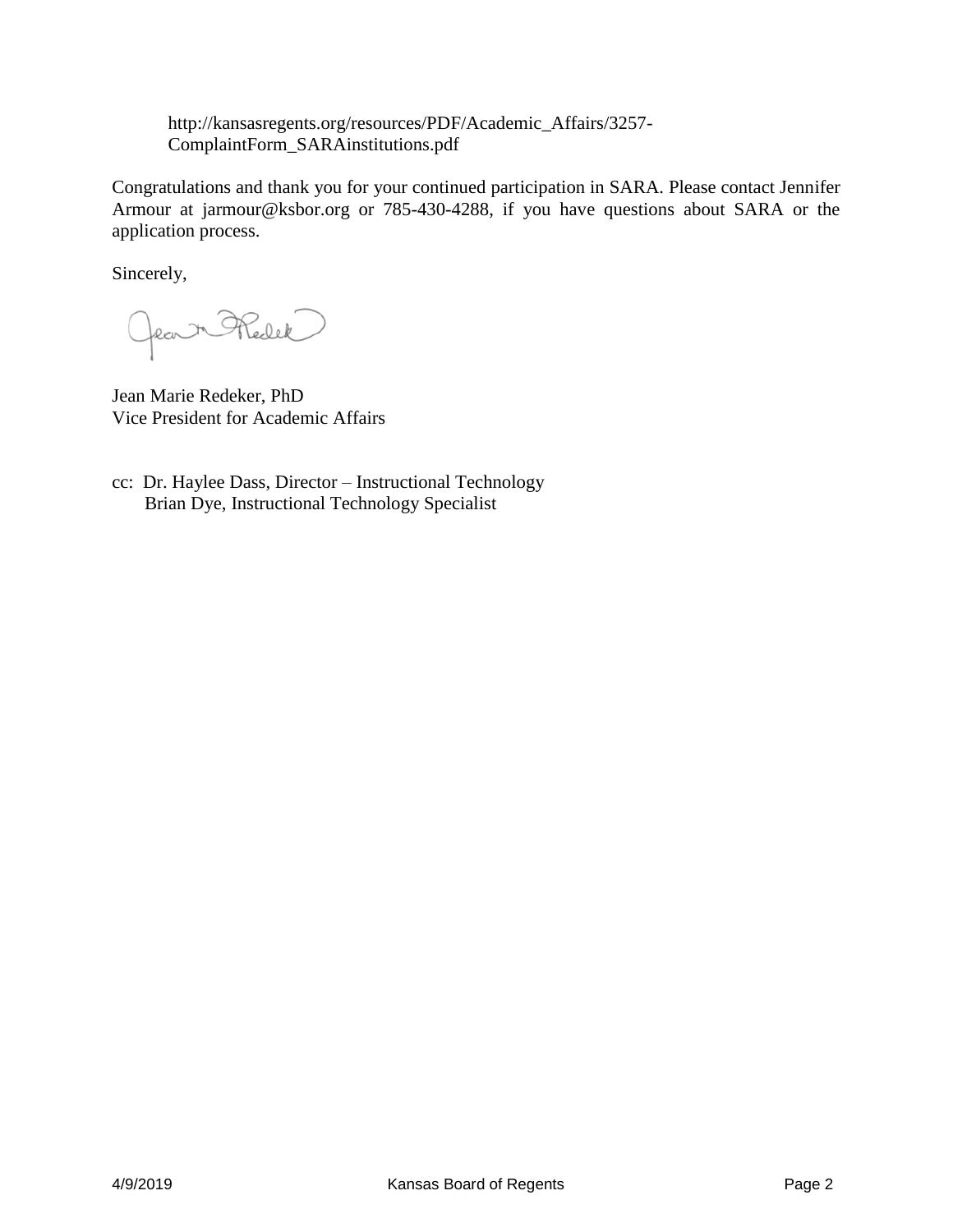http://kansasregents.org/resources/PDF/Academic_Affairs/3257-ComplaintForm_SARAinstitutions.pdf

Congratulations and thank you for your continued participation in SARA. Please contact Jennifer Armour at jarmour@ksbor.org or 785-430-4288, if you have questions about SARA or the application process.

Sincerely,

Jean Marie Redeker, PhD
Vice President for Academic Affairs

cc: Dr. Haylee Dass, Director – Instructional Technology
Brian Dye, Instructional Technology Specialist